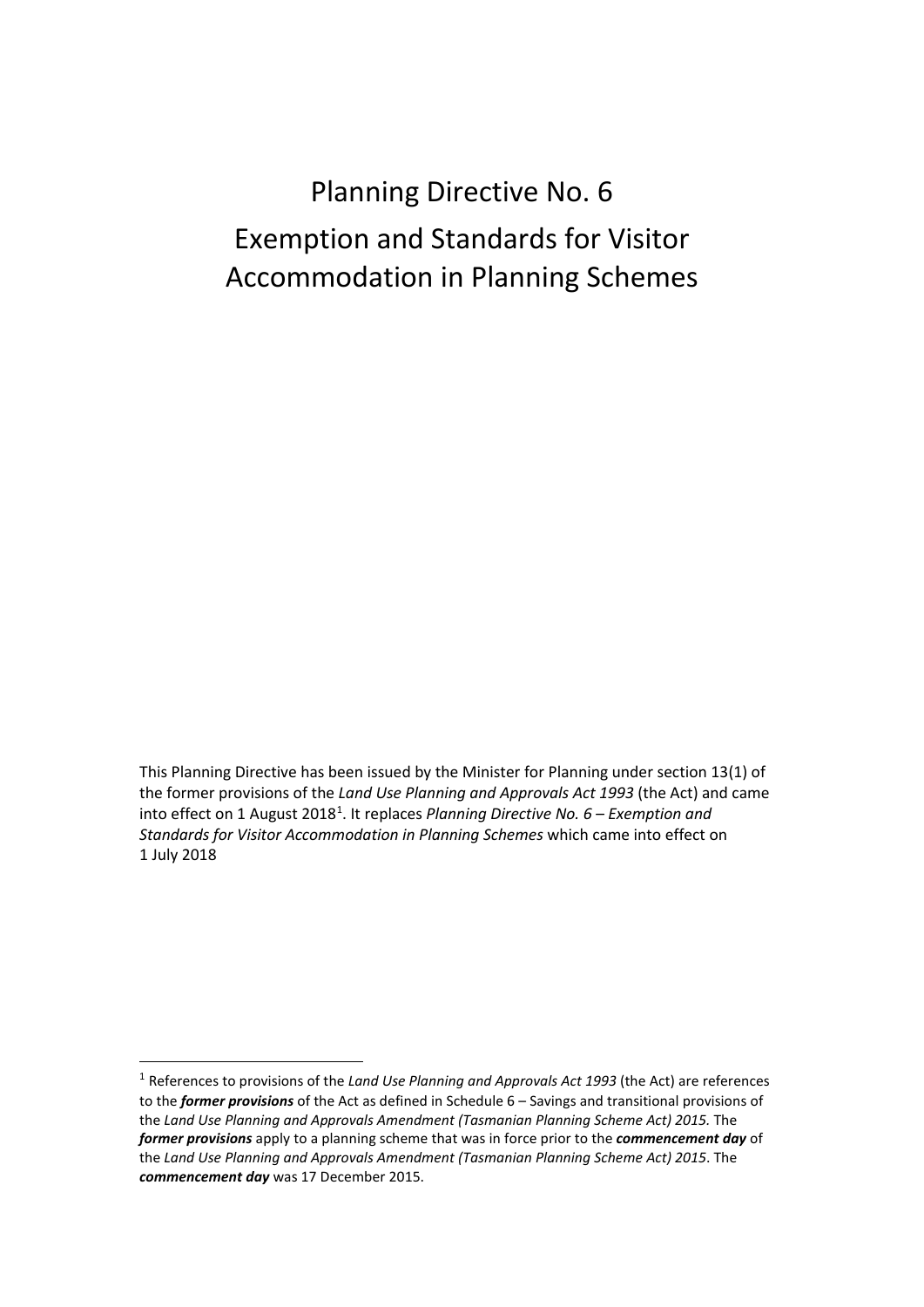# Planning Directive No. 6

# Exemption and Standards for Visitor Accommodation in Planning Schemes

This Planning Directive has been issued by the Minister for Planning under section 13(1) of the former provisions of the *Land Use Planning and Approvals Act 1993* (the Act) and came into effect on 1 August 2018[1]. It replaces *Planning Directive No. 6 – Exemption and Standards for Visitor Accommodation in Planning Schemes* which came into effect on 1 July 2018

[1] References to provisions of the *Land Use Planning and Approvals Act 1993* (the Act) are references to the ***former provisions*** of the Act as defined in Schedule 6 – Savings and transitional provisions of the *Land Use Planning and Approvals Amendment (Tasmanian Planning Scheme Act) 2015.* The ***former provisions*** apply to a planning scheme that was in force prior to the ***commencement day*** of the *Land Use Planning and Approvals Amendment (Tasmanian Planning Scheme Act) 2015*. The ***commencement day*** was 17 December 2015.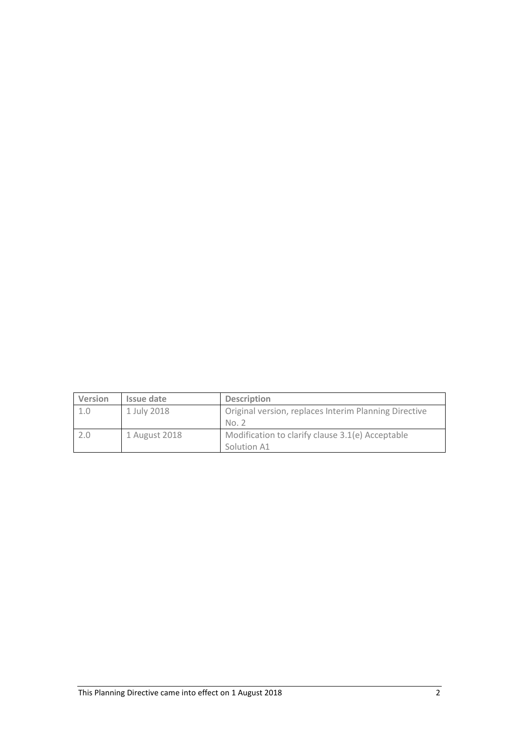| Version | Issue date | Description |
| --- | --- | --- |
| 1.0 | 1 July 2018 | Original version, replaces Interim Planning Directive No. 2 |
| 2.0 | 1 August 2018 | Modification to clarify clause 3.1(e) Acceptable Solution A1 |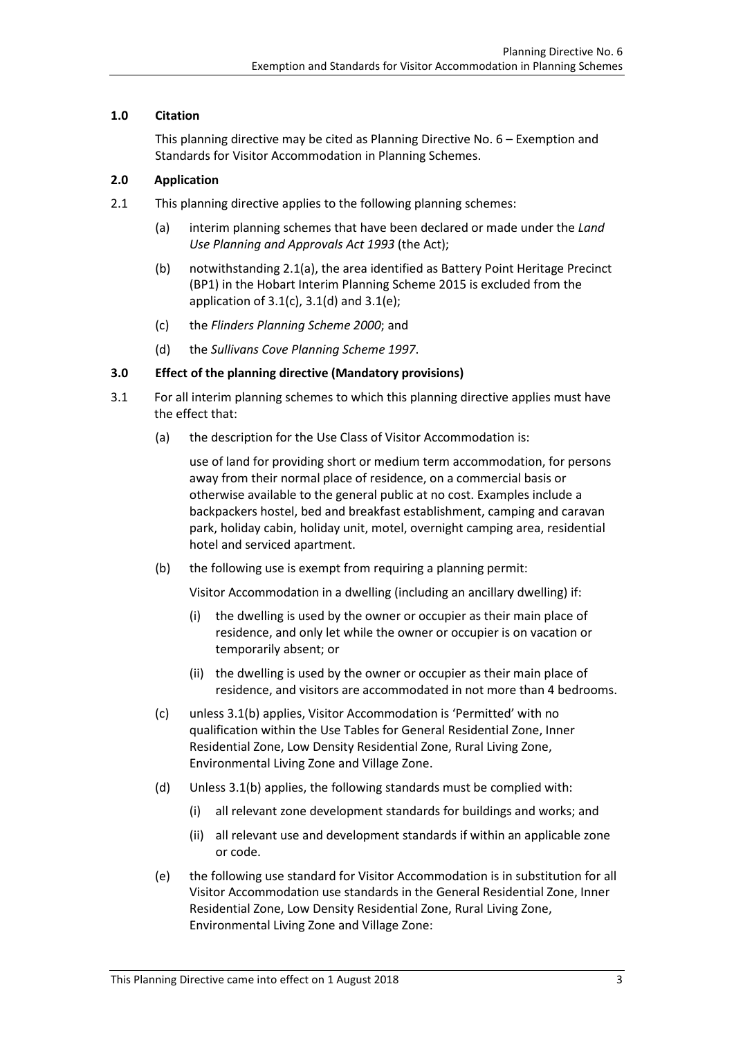### 1.0 Citation

This planning directive may be cited as Planning Directive No. 6 – Exemption and Standards for Visitor Accommodation in Planning Schemes.

### 2.0 Application

2.1 This planning directive applies to the following planning schemes:

- (a) interim planning schemes that have been declared or made under the *Land Use Planning and Approvals Act 1993* (the Act);
- (b) notwithstanding 2.1(a), the area identified as Battery Point Heritage Precinct (BP1) in the Hobart Interim Planning Scheme 2015 is excluded from the application of 3.1(c), 3.1(d) and 3.1(e);
- (c) the *Flinders Planning Scheme 2000*; and
- (d) the *Sullivans Cove Planning Scheme 1997*.

### 3.0 Effect of the planning directive (Mandatory provisions)

3.1 For all interim planning schemes to which this planning directive applies must have the effect that:

- (a) the description for the Use Class of Visitor Accommodation is:

  use of land for providing short or medium term accommodation, for persons away from their normal place of residence, on a commercial basis or otherwise available to the general public at no cost. Examples include a backpackers hostel, bed and breakfast establishment, camping and caravan park, holiday cabin, holiday unit, motel, overnight camping area, residential hotel and serviced apartment.

- (b) the following use is exempt from requiring a planning permit:

  Visitor Accommodation in a dwelling (including an ancillary dwelling) if:

  - (i) the dwelling is used by the owner or occupier as their main place of residence, and only let while the owner or occupier is on vacation or temporarily absent; or
  - (ii) the dwelling is used by the owner or occupier as their main place of residence, and visitors are accommodated in not more than 4 bedrooms.

- (c) unless 3.1(b) applies, Visitor Accommodation is 'Permitted' with no qualification within the Use Tables for General Residential Zone, Inner Residential Zone, Low Density Residential Zone, Rural Living Zone, Environmental Living Zone and Village Zone.

- (d) Unless 3.1(b) applies, the following standards must be complied with:

  - (i) all relevant zone development standards for buildings and works; and
  - (ii) all relevant use and development standards if within an applicable zone or code.

- (e) the following use standard for Visitor Accommodation is in substitution for all Visitor Accommodation use standards in the General Residential Zone, Inner Residential Zone, Low Density Residential Zone, Rural Living Zone, Environmental Living Zone and Village Zone: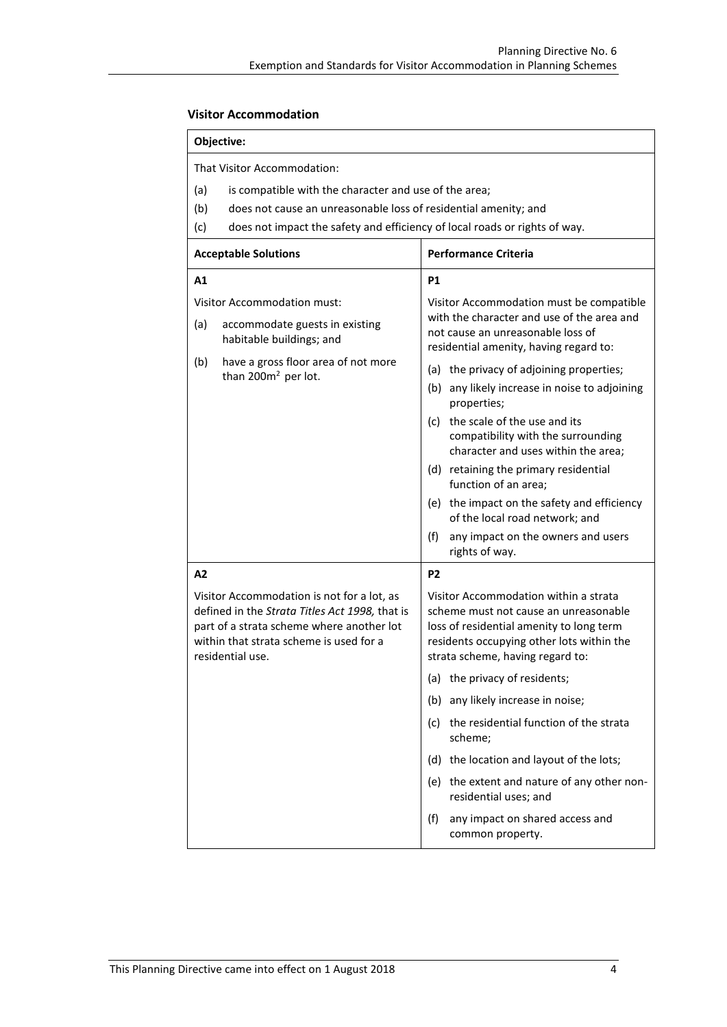### Visitor Accommodation

**Objective:**

That Visitor Accommodation:

(a) is compatible with the character and use of the area;

(b) does not cause an unreasonable loss of residential amenity; and

(c) does not impact the safety and efficiency of local roads or rights of way.

| Acceptable Solutions | Performance Criteria |
|---|---|
| **A1**<br><br>Visitor Accommodation must:<br><br>(a) accommodate guests in existing habitable buildings; and<br><br>(b) have a gross floor area of not more than 200m$^2$ per lot. | **P1**<br><br>Visitor Accommodation must be compatible with the character and use of the area and not cause an unreasonable loss of residential amenity, having regard to:<br><br>(a) the privacy of adjoining properties;<br><br>(b) any likely increase in noise to adjoining properties;<br><br>(c) the scale of the use and its compatibility with the surrounding character and uses within the area;<br><br>(d) retaining the primary residential function of an area;<br><br>(e) the impact on the safety and efficiency of the local road network; and<br><br>(f) any impact on the owners and users rights of way. |
| **A2**<br><br>Visitor Accommodation is not for a lot, as defined in the *Strata Titles Act 1998,* that is part of a strata scheme where another lot within that strata scheme is used for a residential use. | **P2**<br><br>Visitor Accommodation within a strata scheme must not cause an unreasonable loss of residential amenity to long term residents occupying other lots within the strata scheme, having regard to:<br><br>(a) the privacy of residents;<br><br>(b) any likely increase in noise;<br><br>(c) the residential function of the strata scheme;<br><br>(d) the location and layout of the lots;<br><br>(e) the extent and nature of any other non-residential uses; and<br><br>(f) any impact on shared access and common property. |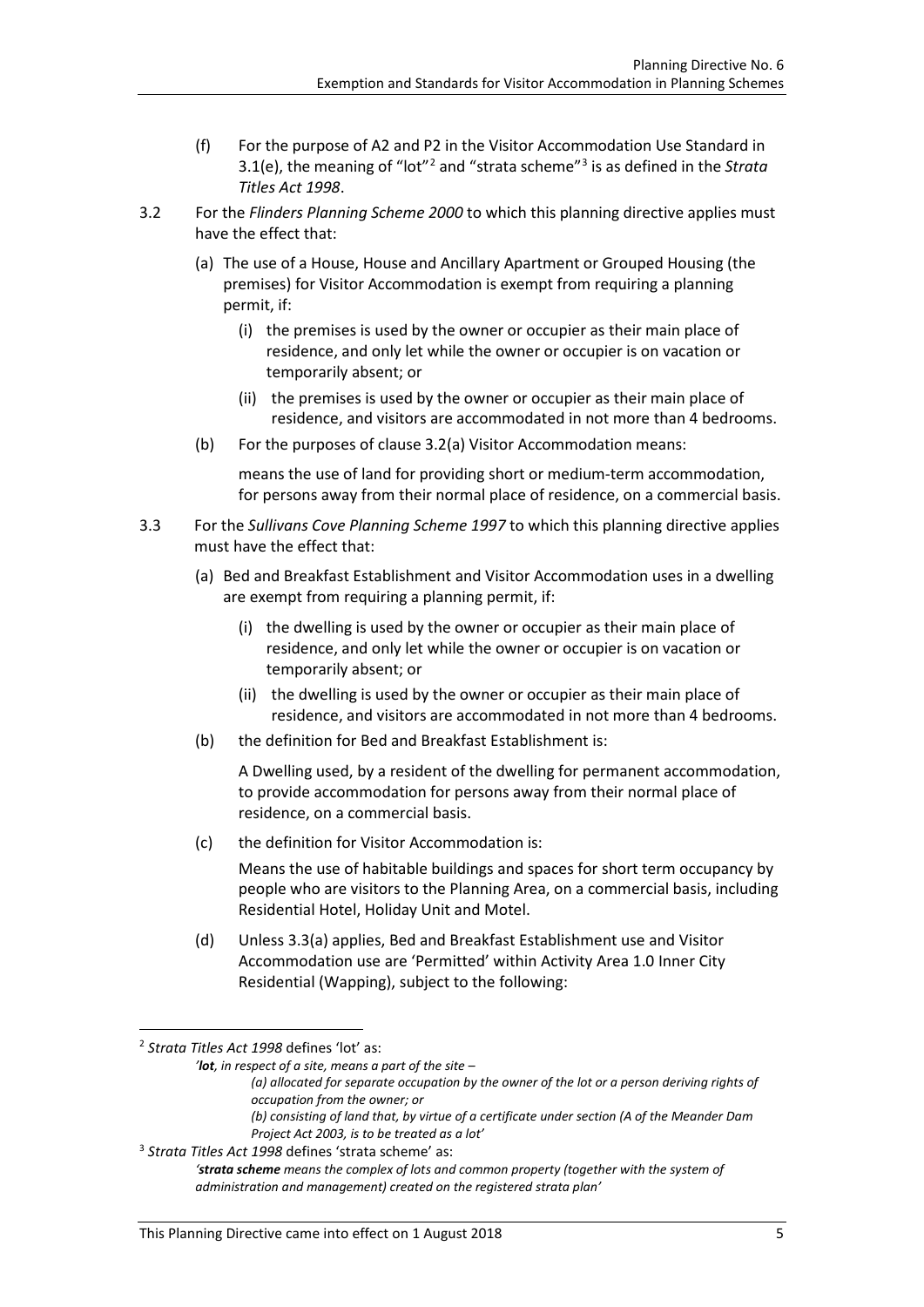(f) For the purpose of A2 and P2 in the Visitor Accommodation Use Standard in 3.1(e), the meaning of "lot"[2] and "strata scheme"[3] is as defined in the *Strata Titles Act 1998*.

3.2 For the *Flinders Planning Scheme 2000* to which this planning directive applies must have the effect that:

(a) The use of a House, House and Ancillary Apartment or Grouped Housing (the premises) for Visitor Accommodation is exempt from requiring a planning permit, if:

(i) the premises is used by the owner or occupier as their main place of residence, and only let while the owner or occupier is on vacation or temporarily absent; or

(ii) the premises is used by the owner or occupier as their main place of residence, and visitors are accommodated in not more than 4 bedrooms.

(b) For the purposes of clause 3.2(a) Visitor Accommodation means:

means the use of land for providing short or medium-term accommodation, for persons away from their normal place of residence, on a commercial basis.

3.3 For the *Sullivans Cove Planning Scheme 1997* to which this planning directive applies must have the effect that:

(a) Bed and Breakfast Establishment and Visitor Accommodation uses in a dwelling are exempt from requiring a planning permit, if:

(i) the dwelling is used by the owner or occupier as their main place of residence, and only let while the owner or occupier is on vacation or temporarily absent; or

(ii) the dwelling is used by the owner or occupier as their main place of residence, and visitors are accommodated in not more than 4 bedrooms.

(b) the definition for Bed and Breakfast Establishment is:

A Dwelling used, by a resident of the dwelling for permanent accommodation, to provide accommodation for persons away from their normal place of residence, on a commercial basis.

(c) the definition for Visitor Accommodation is:

Means the use of habitable buildings and spaces for short term occupancy by people who are visitors to the Planning Area, on a commercial basis, including Residential Hotel, Holiday Unit and Motel.

(d) Unless 3.3(a) applies, Bed and Breakfast Establishment use and Visitor Accommodation use are 'Permitted' within Activity Area 1.0 Inner City Residential (Wapping), subject to the following:

---

[2] *Strata Titles Act 1998* defines 'lot' as:

*'**lot**, in respect of a site, means a part of the site –*
*(a) allocated for separate occupation by the owner of the lot or a person deriving rights of occupation from the owner; or*
*(b) consisting of land that, by virtue of a certificate under section (A of the Meander Dam Project Act 2003, is to be treated as a lot'*

[3] *Strata Titles Act 1998* defines 'strata scheme' as:

*'**strata scheme** means the complex of lots and common property (together with the system of administration and management) created on the registered strata plan'*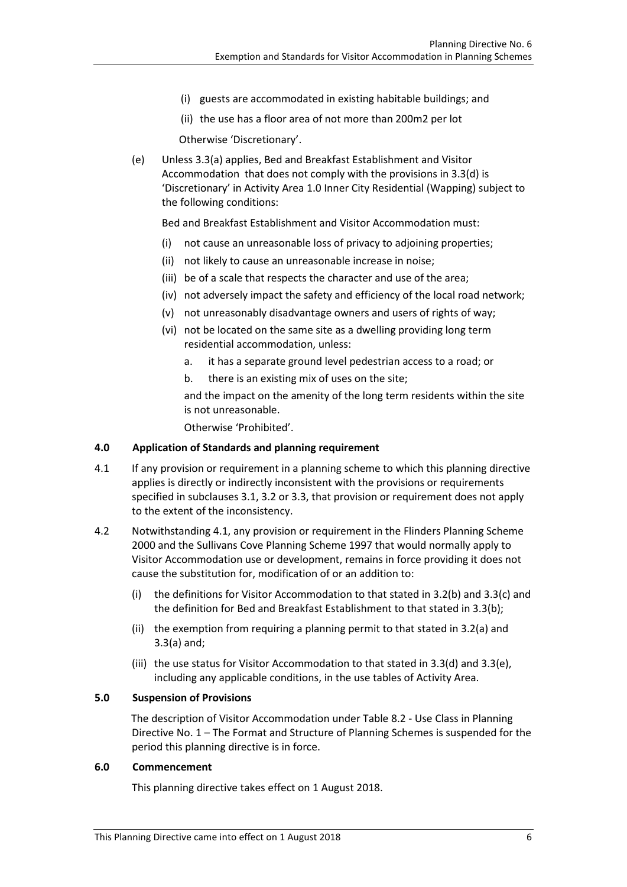(i) guests are accommodated in existing habitable buildings; and

(ii) the use has a floor area of not more than 200m2 per lot

Otherwise 'Discretionary'.

(e) Unless 3.3(a) applies, Bed and Breakfast Establishment and Visitor Accommodation that does not comply with the provisions in 3.3(d) is 'Discretionary' in Activity Area 1.0 Inner City Residential (Wapping) subject to the following conditions:

Bed and Breakfast Establishment and Visitor Accommodation must:

(i) not cause an unreasonable loss of privacy to adjoining properties;

(ii) not likely to cause an unreasonable increase in noise;

(iii) be of a scale that respects the character and use of the area;

(iv) not adversely impact the safety and efficiency of the local road network;

(v) not unreasonably disadvantage owners and users of rights of way;

(vi) not be located on the same site as a dwelling providing long term residential accommodation, unless:

a. it has a separate ground level pedestrian access to a road; or

b. there is an existing mix of uses on the site;

and the impact on the amenity of the long term residents within the site is not unreasonable.

Otherwise 'Prohibited'.

## 4.0 Application of Standards and planning requirement

4.1 If any provision or requirement in a planning scheme to which this planning directive applies is directly or indirectly inconsistent with the provisions or requirements specified in subclauses 3.1, 3.2 or 3.3, that provision or requirement does not apply to the extent of the inconsistency.

4.2 Notwithstanding 4.1, any provision or requirement in the Flinders Planning Scheme 2000 and the Sullivans Cove Planning Scheme 1997 that would normally apply to Visitor Accommodation use or development, remains in force providing it does not cause the substitution for, modification of or an addition to:

(i) the definitions for Visitor Accommodation to that stated in 3.2(b) and 3.3(c) and the definition for Bed and Breakfast Establishment to that stated in 3.3(b);

(ii) the exemption from requiring a planning permit to that stated in 3.2(a) and 3.3(a) and;

(iii) the use status for Visitor Accommodation to that stated in 3.3(d) and 3.3(e), including any applicable conditions, in the use tables of Activity Area.

## 5.0 Suspension of Provisions

The description of Visitor Accommodation under Table 8.2 - Use Class in Planning Directive No. 1 – The Format and Structure of Planning Schemes is suspended for the period this planning directive is in force.

## 6.0 Commencement

This planning directive takes effect on 1 August 2018.